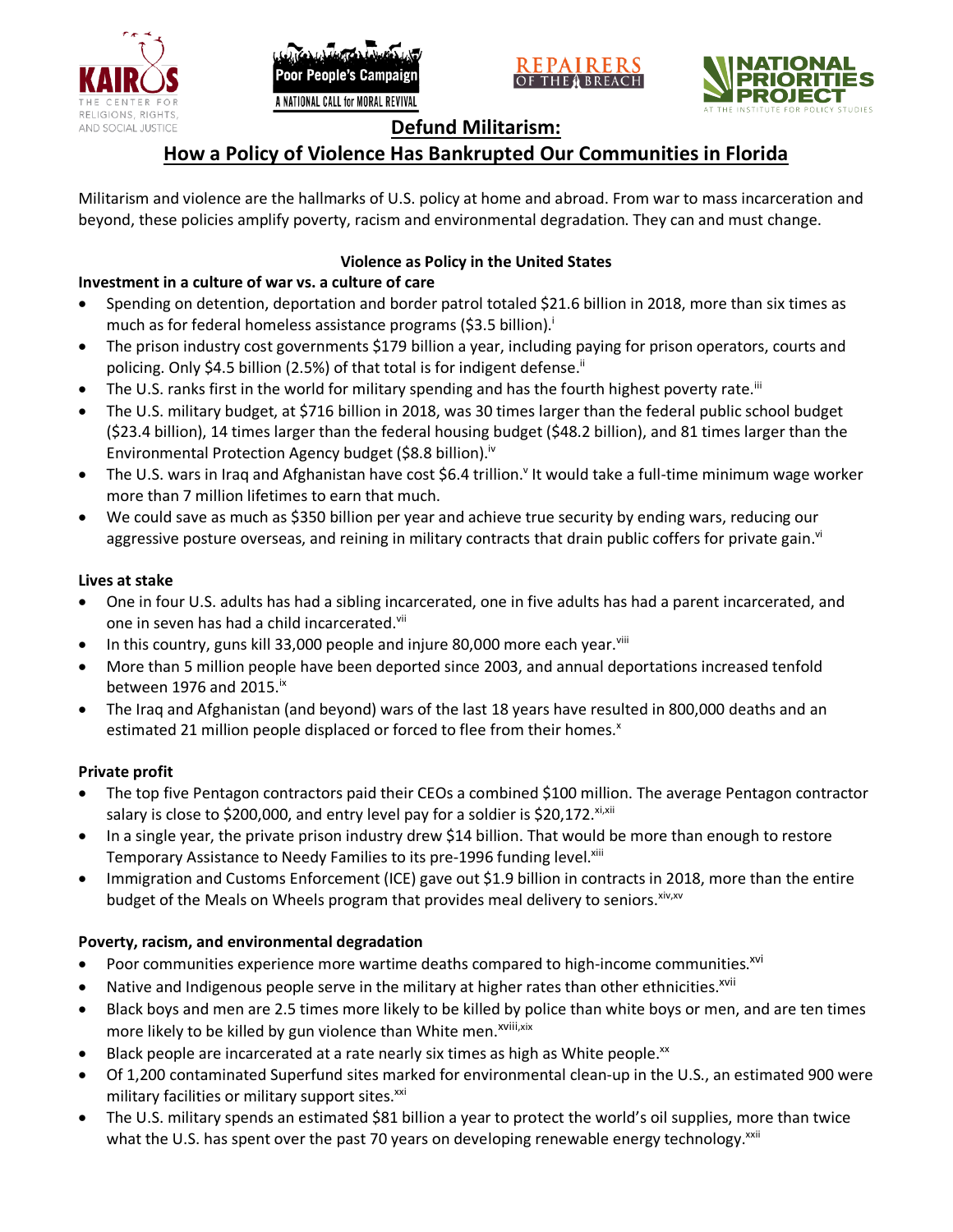# Defund Militarism:

## How a Policy of Violence Has Bankrupted Our Communities in Florida

Militarism and violence are the hallmarks of U.S. policy at home and abroad. From war to mass incarceration and beyond, these policies amplify poverty, racism and environmental degradation. They can and must change.

### Violence as Policy in the United States

**Investment in a culture of war vs. a culture of care**

- Spending on detention, deportation and border patrol totaled $21.6 billion in 2018, more than six times as much as for federal homeless assistance programs ($3.5 billion).[i]
- The prison industry cost governments $179 billion a year, including paying for prison operators, courts and policing. Only $4.5 billion (2.5%) of that total is for indigent defense.[ii]
- The U.S. ranks first in the world for military spending and has the fourth highest poverty rate.[iii]
- The U.S. military budget, at $716 billion in 2018, was 30 times larger than the federal public school budget ($23.4 billion), 14 times larger than the federal housing budget ($48.2 billion), and 81 times larger than the Environmental Protection Agency budget ($8.8 billion).[iv]
- The U.S. wars in Iraq and Afghanistan have cost $6.4 trillion.[v] It would take a full-time minimum wage worker more than 7 million lifetimes to earn that much.
- We could save as much as $350 billion per year and achieve true security by ending wars, reducing our aggressive posture overseas, and reining in military contracts that drain public coffers for private gain.[vi]

**Lives at stake**

- One in four U.S. adults has had a sibling incarcerated, one in five adults has had a parent incarcerated, and one in seven has had a child incarcerated.[vii]
- In this country, guns kill 33,000 people and injure 80,000 more each year.[viii]
- More than 5 million people have been deported since 2003, and annual deportations increased tenfold between 1976 and 2015.[ix]
- The Iraq and Afghanistan (and beyond) wars of the last 18 years have resulted in 800,000 deaths and an estimated 21 million people displaced or forced to flee from their homes.[x]

**Private profit**

- The top five Pentagon contractors paid their CEOs a combined $100 million. The average Pentagon contractor salary is close to $200,000, and entry level pay for a soldier is $20,172.[xi,xii]
- In a single year, the private prison industry drew $14 billion. That would be more than enough to restore Temporary Assistance to Needy Families to its pre-1996 funding level.[xiii]
- Immigration and Customs Enforcement (ICE) gave out $1.9 billion in contracts in 2018, more than the entire budget of the Meals on Wheels program that provides meal delivery to seniors.[xiv,xv]

**Poverty, racism, and environmental degradation**

- Poor communities experience more wartime deaths compared to high-income communities.[xvi]
- Native and Indigenous people serve in the military at higher rates than other ethnicities.[xvii]
- Black boys and men are 2.5 times more likely to be killed by police than white boys or men, and are ten times more likely to be killed by gun violence than White men.[xviii,xix]
- Black people are incarcerated at a rate nearly six times as high as White people.[xx]
- Of 1,200 contaminated Superfund sites marked for environmental clean-up in the U.S., an estimated 900 were military facilities or military support sites.[xxi]
- The U.S. military spends an estimated $81 billion a year to protect the world's oil supplies, more than twice what the U.S. has spent over the past 70 years on developing renewable energy technology.[xxii]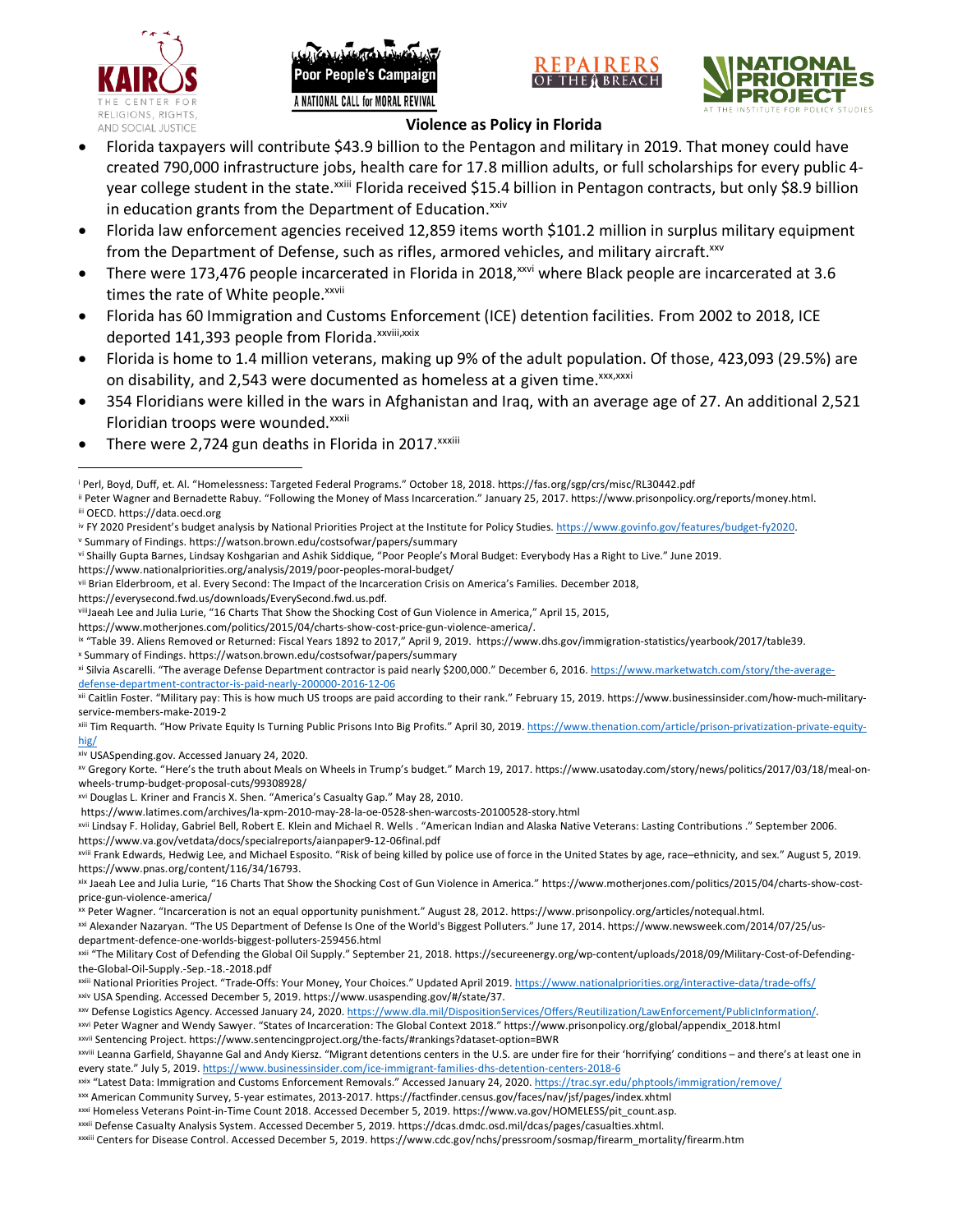## Violence as Policy in Florida

- Florida taxpayers will contribute $43.9 billion to the Pentagon and military in 2019. That money could have created 790,000 infrastructure jobs, health care for 17.8 million adults, or full scholarships for every public 4-year college student in the state.[xxiii] Florida received $15.4 billion in Pentagon contracts, but only $8.9 billion in education grants from the Department of Education.[xxiv]
- Florida law enforcement agencies received 12,859 items worth $101.2 million in surplus military equipment from the Department of Defense, such as rifles, armored vehicles, and military aircraft.[xxv]
- There were 173,476 people incarcerated in Florida in 2018,[xxvi] where Black people are incarcerated at 3.6 times the rate of White people.[xxvii]
- Florida has 60 Immigration and Customs Enforcement (ICE) detention facilities. From 2002 to 2018, ICE deported 141,393 people from Florida.[xxviii,xxix]
- Florida is home to 1.4 million veterans, making up 9% of the adult population. Of those, 423,093 (29.5%) are on disability, and 2,543 were documented as homeless at a given time.[xxx,xxxi]
- 354 Floridians were killed in the wars in Afghanistan and Iraq, with an average age of 27. An additional 2,521 Floridian troops were wounded.[xxxii]
- There were 2,724 gun deaths in Florida in 2017.[xxxiii]

---

[i] Perl, Boyd, Duff, et. Al. "Homelessness: Targeted Federal Programs." October 18, 2018. https://fas.org/sgp/crs/misc/RL30442.pdf

[ii] Peter Wagner and Bernadette Rabuy. "Following the Money of Mass Incarceration." January 25, 2017. https://www.prisonpolicy.org/reports/money.html.

[iii] OECD. https://data.oecd.org

[iv] FY 2020 President's budget analysis by National Priorities Project at the Institute for Policy Studies. https://www.govinfo.gov/features/budget-fy2020.

[v] Summary of Findings. https://watson.brown.edu/costsofwar/papers/summary

[vi] Shailly Gupta Barnes, Lindsay Koshgarian and Ashik Siddique, "Poor People's Moral Budget: Everybody Has a Right to Live." June 2019. https://www.nationalpriorities.org/analysis/2019/poor-peoples-moral-budget/

[vii] Brian Elderbroom, et al. Every Second: The Impact of the Incarceration Crisis on America's Families. December 2018, https://everysecond.fwd.us/downloads/EverySecond.fwd.us.pdf.

[viii] Jaeah Lee and Julia Lurie, "16 Charts That Show the Shocking Cost of Gun Violence in America," April 15, 2015, https://www.motherjones.com/politics/2015/04/charts-show-cost-price-gun-violence-america/.

[ix] "Table 39. Aliens Removed or Returned: Fiscal Years 1892 to 2017," April 9, 2019. https://www.dhs.gov/immigration-statistics/yearbook/2017/table39.

[x] Summary of Findings. https://watson.brown.edu/costsofwar/papers/summary

[xi] Silvia Ascarelli. "The average Defense Department contractor is paid nearly $200,000." December 6, 2016. https://www.marketwatch.com/story/the-average-defense-department-contractor-is-paid-nearly-200000-2016-12-06

[xii] Caitlin Foster. "Military pay: This is how much US troops are paid according to their rank." February 15, 2019. https://www.businessinsider.com/how-much-military-service-members-make-2019-2

[xiii] Tim Requarth. "How Private Equity Is Turning Public Prisons Into Big Profits." April 30, 2019. https://www.thenation.com/article/prison-privatization-private-equity-hig/

[xiv] USASpending.gov. Accessed January 24, 2020.

[xv] Gregory Korte. "Here's the truth about Meals on Wheels in Trump's budget." March 19, 2017. https://www.usatoday.com/story/news/politics/2017/03/18/meal-on-wheels-trump-budget-proposal-cuts/99308928/

[xvi] Douglas L. Kriner and Francis X. Shen. "America's Casualty Gap." May 28, 2010. https://www.latimes.com/archives/la-xpm-2010-may-28-la-oe-0528-shen-warcosts-20100528-story.html

[xvii] Lindsay F. Holiday, Gabriel Bell, Robert E. Klein and Michael R. Wells . "American Indian and Alaska Native Veterans: Lasting Contributions ." September 2006. https://www.va.gov/vetdata/docs/specialreports/aianpaper9-12-06final.pdf

[xviii] Frank Edwards, Hedwig Lee, and Michael Esposito. "Risk of being killed by police use of force in the United States by age, race–ethnicity, and sex." August 5, 2019. https://www.pnas.org/content/116/34/16793.

[xix] Jaeah Lee and Julia Lurie, "16 Charts That Show the Shocking Cost of Gun Violence in America." https://www.motherjones.com/politics/2015/04/charts-show-cost-price-gun-violence-america/

[xx] Peter Wagner. "Incarceration is not an equal opportunity punishment." August 28, 2012. https://www.prisonpolicy.org/articles/notequal.html.

[xxi] Alexander Nazaryan. "The US Department of Defense Is One of the World's Biggest Polluters." June 17, 2014. https://www.newsweek.com/2014/07/25/us-department-defence-one-worlds-biggest-polluters-259456.html

[xxii] "The Military Cost of Defending the Global Oil Supply." September 21, 2018. https://secureenergy.org/wp-content/uploads/2018/09/Military-Cost-of-Defending-the-Global-Oil-Supply.-Sep.-18.-2018.pdf

[xxiii] National Priorities Project. "Trade-Offs: Your Money, Your Choices." Updated April 2019. https://www.nationalpriorities.org/interactive-data/trade-offs/

[xxiv] USA Spending. Accessed December 5, 2019. https://www.usaspending.gov/#/state/37.

[xxv] Defense Logistics Agency. Accessed January 24, 2020. https://www.dla.mil/DispositionServices/Offers/Reutilization/LawEnforcement/PublicInformation/.

[xxvi] Peter Wagner and Wendy Sawyer. "States of Incarceration: The Global Context 2018." https://www.prisonpolicy.org/global/appendix_2018.html

[xxvii] Sentencing Project. https://www.sentencingproject.org/the-facts/#rankings?dataset-option=BWR

[xxviii] Leanna Garfield, Shayanne Gal and Andy Kiersz. "Migrant detentions centers in the U.S. are under fire for their 'horrifying' conditions – and there's at least one in every state." July 5, 2019. https://www.businessinsider.com/ice-immigrant-families-dhs-detention-centers-2018-6

[xxix] "Latest Data: Immigration and Customs Enforcement Removals." Accessed January 24, 2020. https://trac.syr.edu/phptools/immigration/remove/

[xxx] American Community Survey, 5-year estimates, 2013-2017. https://factfinder.census.gov/faces/nav/jsf/pages/index.xhtml

[xxxi] Homeless Veterans Point-in-Time Count 2018. Accessed December 5, 2019. https://www.va.gov/HOMELESS/pit_count.asp.

[xxxii] Defense Casualty Analysis System. Accessed December 5, 2019. https://dcas.dmdc.osd.mil/dcas/pages/casualties.xhtml.

[xxxiii] Centers for Disease Control. Accessed December 5, 2019. https://www.cdc.gov/nchs/pressroom/sosmap/firearm_mortality/firearm.htm